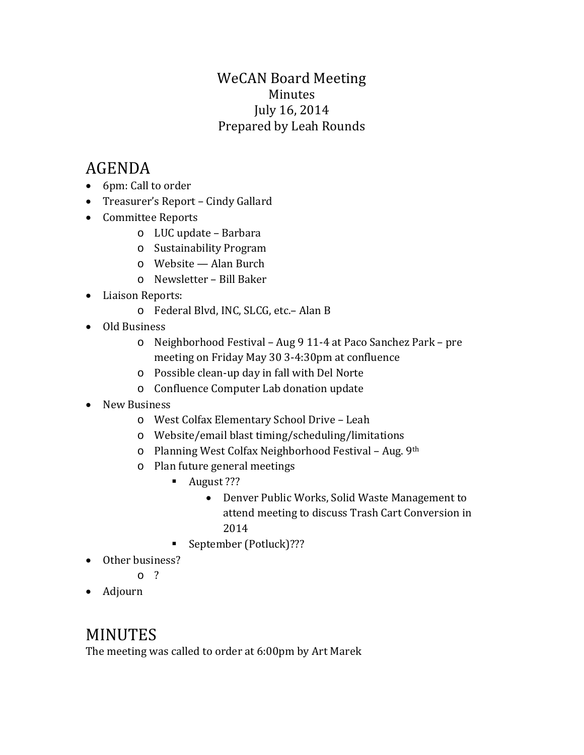# WeCAN Board Meeting

Minutes

July 16, 2014

Prepared by Leah Rounds

## AGENDA

- 6pm: Call to order
- Treasurer's Report – Cindy Gallard
- Committee Reports
  - LUC update – Barbara
  - Sustainability Program
  - Website — Alan Burch
  - Newsletter – Bill Baker
- Liaison Reports:
  - Federal Blvd, INC, SLCG, etc.– Alan B
- Old Business
  - Neighborhood Festival – Aug 9 11-4 at Paco Sanchez Park – pre meeting on Friday May 30 3-4:30pm at confluence
  - Possible clean-up day in fall with Del Norte
  - Confluence Computer Lab donation update
- New Business
  - West Colfax Elementary School Drive – Leah
  - Website/email blast timing/scheduling/limitations
  - Planning West Colfax Neighborhood Festival – Aug. 9th
  - Plan future general meetings
    - August ???
      - Denver Public Works, Solid Waste Management to attend meeting to discuss Trash Cart Conversion in 2014
    - September (Potluck)???
- Other business?
  - ?
- Adjourn

## MINUTES

The meeting was called to order at 6:00pm by Art Marek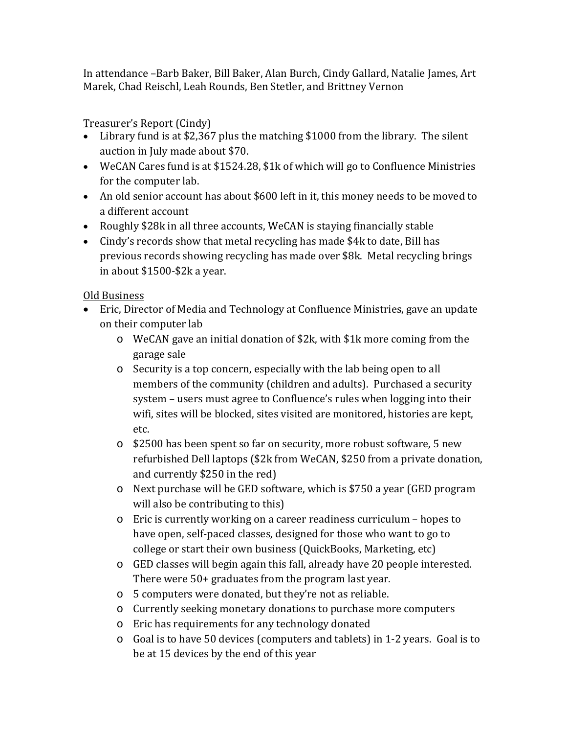In attendance –Barb Baker, Bill Baker, Alan Burch, Cindy Gallard, Natalie James, Art Marek, Chad Reischl, Leah Rounds, Ben Stetler, and Brittney Vernon

<u>Treasurer's Report</u> (Cindy)

- Library fund is at $2,367 plus the matching $1000 from the library. The silent auction in July made about $70.
- WeCAN Cares fund is at $1524.28, $1k of which will go to Confluence Ministries for the computer lab.
- An old senior account has about $600 left in it, this money needs to be moved to a different account
- Roughly $28k in all three accounts, WeCAN is staying financially stable
- Cindy's records show that metal recycling has made $4k to date, Bill has previous records showing recycling has made over $8k. Metal recycling brings in about $1500-$2k a year.

<u>Old Business</u>

- Eric, Director of Media and Technology at Confluence Ministries, gave an update on their computer lab
    - WeCAN gave an initial donation of $2k, with $1k more coming from the garage sale
    - Security is a top concern, especially with the lab being open to all members of the community (children and adults). Purchased a security system – users must agree to Confluence's rules when logging into their wifi, sites will be blocked, sites visited are monitored, histories are kept, etc.
    - $2500 has been spent so far on security, more robust software, 5 new refurbished Dell laptops ($2k from WeCAN, $250 from a private donation, and currently $250 in the red)
    - Next purchase will be GED software, which is $750 a year (GED program will also be contributing to this)
    - Eric is currently working on a career readiness curriculum – hopes to have open, self-paced classes, designed for those who want to go to college or start their own business (QuickBooks, Marketing, etc)
    - GED classes will begin again this fall, already have 20 people interested. There were 50+ graduates from the program last year.
    - 5 computers were donated, but they're not as reliable.
    - Currently seeking monetary donations to purchase more computers
    - Eric has requirements for any technology donated
    - Goal is to have 50 devices (computers and tablets) in 1-2 years. Goal is to be at 15 devices by the end of this year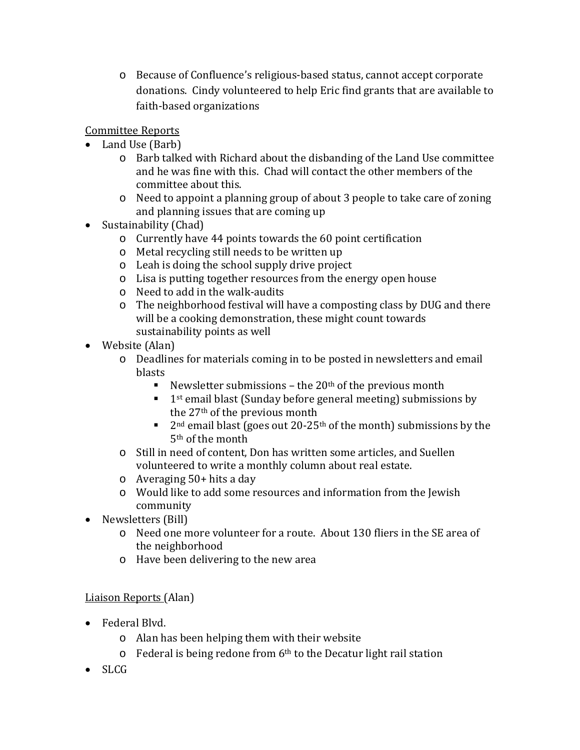- Because of Confluence's religious-based status, cannot accept corporate donations.  Cindy volunteered to help Eric find grants that are available to faith-based organizations

Committee Reports

- Land Use (Barb)
  - Barb talked with Richard about the disbanding of the Land Use committee and he was fine with this.  Chad will contact the other members of the committee about this.
  - Need to appoint a planning group of about 3 people to take care of zoning and planning issues that are coming up
- Sustainability (Chad)
  - Currently have 44 points towards the 60 point certification
  - Metal recycling still needs to be written up
  - Leah is doing the school supply drive project
  - Lisa is putting together resources from the energy open house
  - Need to add in the walk-audits
  - The neighborhood festival will have a composting class by DUG and there will be a cooking demonstration, these might count towards sustainability points as well
- Website (Alan)
  - Deadlines for materials coming in to be posted in newsletters and email blasts
    - Newsletter submissions – the 20th of the previous month
    - 1st email blast (Sunday before general meeting) submissions by the 27th of the previous month
    - 2nd email blast (goes out 20-25th of the month) submissions by the 5th of the month
  - Still in need of content, Don has written some articles, and Suellen volunteered to write a monthly column about real estate.
  - Averaging 50+ hits a day
  - Would like to add some resources and information from the Jewish community
- Newsletters (Bill)
  - Need one more volunteer for a route.  About 130 fliers in the SE area of the neighborhood
  - Have been delivering to the new area

Liaison Reports (Alan)

- Federal Blvd.
  - Alan has been helping them with their website
  - Federal is being redone from 6th to the Decatur light rail station
- SLCG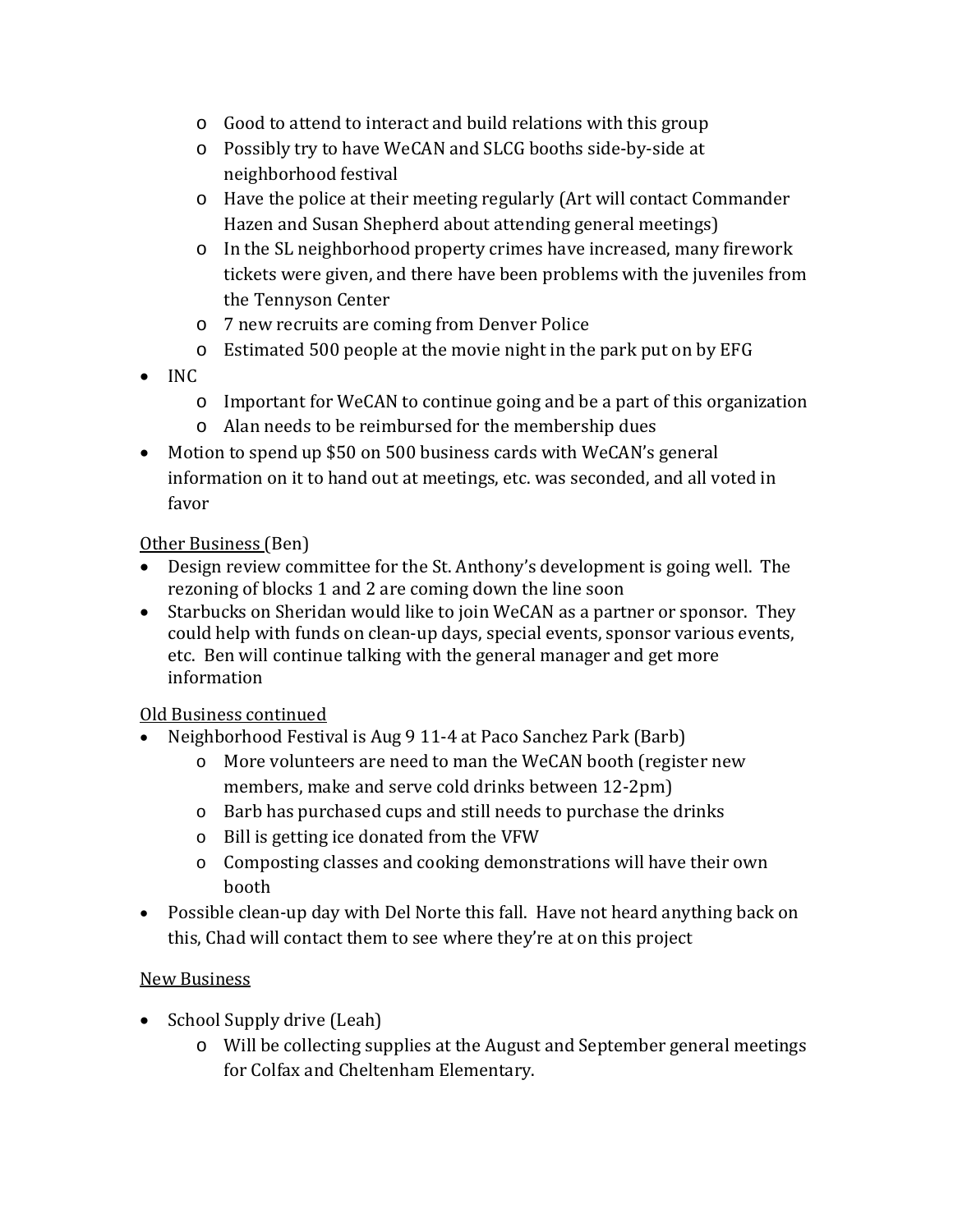- Good to attend to interact and build relations with this group
  - Possibly try to have WeCAN and SLCG booths side-by-side at neighborhood festival
  - Have the police at their meeting regularly (Art will contact Commander Hazen and Susan Shepherd about attending general meetings)
  - In the SL neighborhood property crimes have increased, many firework tickets were given, and there have been problems with the juveniles from the Tennyson Center
  - 7 new recruits are coming from Denver Police
  - Estimated 500 people at the movie night in the park put on by EFG
- INC
  - Important for WeCAN to continue going and be a part of this organization
  - Alan needs to be reimbursed for the membership dues
- Motion to spend up $50 on 500 business cards with WeCAN's general information on it to hand out at meetings, etc. was seconded, and all voted in favor

<u>Other Business</u> (Ben)

- Design review committee for the St. Anthony's development is going well. The rezoning of blocks 1 and 2 are coming down the line soon
- Starbucks on Sheridan would like to join WeCAN as a partner or sponsor. They could help with funds on clean-up days, special events, sponsor various events, etc. Ben will continue talking with the general manager and get more information

<u>Old Business continued</u>

- Neighborhood Festival is Aug 9 11-4 at Paco Sanchez Park (Barb)
  - More volunteers are need to man the WeCAN booth (register new members, make and serve cold drinks between 12-2pm)
  - Barb has purchased cups and still needs to purchase the drinks
  - Bill is getting ice donated from the VFW
  - Composting classes and cooking demonstrations will have their own booth
- Possible clean-up day with Del Norte this fall. Have not heard anything back on this, Chad will contact them to see where they're at on this project

<u>New Business</u>

- School Supply drive (Leah)
  - Will be collecting supplies at the August and September general meetings for Colfax and Cheltenham Elementary.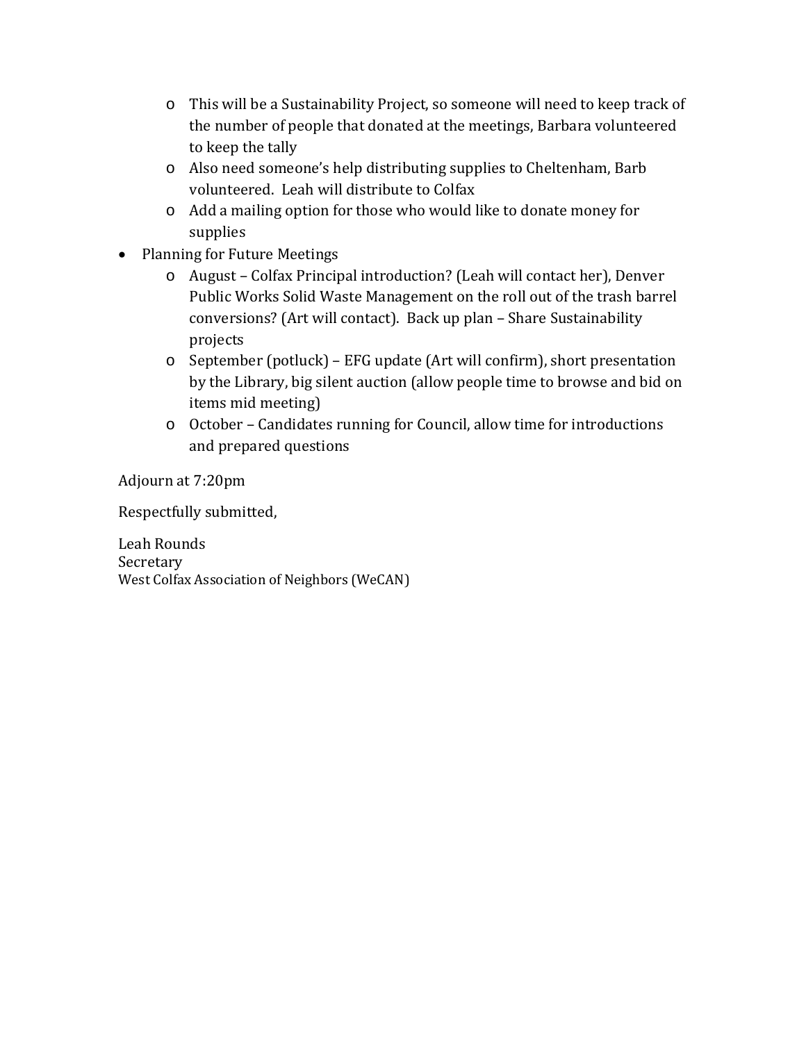- This will be a Sustainability Project, so someone will need to keep track of the number of people that donated at the meetings, Barbara volunteered to keep the tally
    - Also need someone's help distributing supplies to Cheltenham, Barb volunteered. Leah will distribute to Colfax
    - Add a mailing option for those who would like to donate money for supplies
- Planning for Future Meetings
    - August – Colfax Principal introduction? (Leah will contact her), Denver Public Works Solid Waste Management on the roll out of the trash barrel conversions? (Art will contact). Back up plan – Share Sustainability projects
    - September (potluck) – EFG update (Art will confirm), short presentation by the Library, big silent auction (allow people time to browse and bid on items mid meeting)
    - October – Candidates running for Council, allow time for introductions and prepared questions

Adjourn at 7:20pm

Respectfully submitted,

Leah Rounds
Secretary
West Colfax Association of Neighbors (WeCAN)